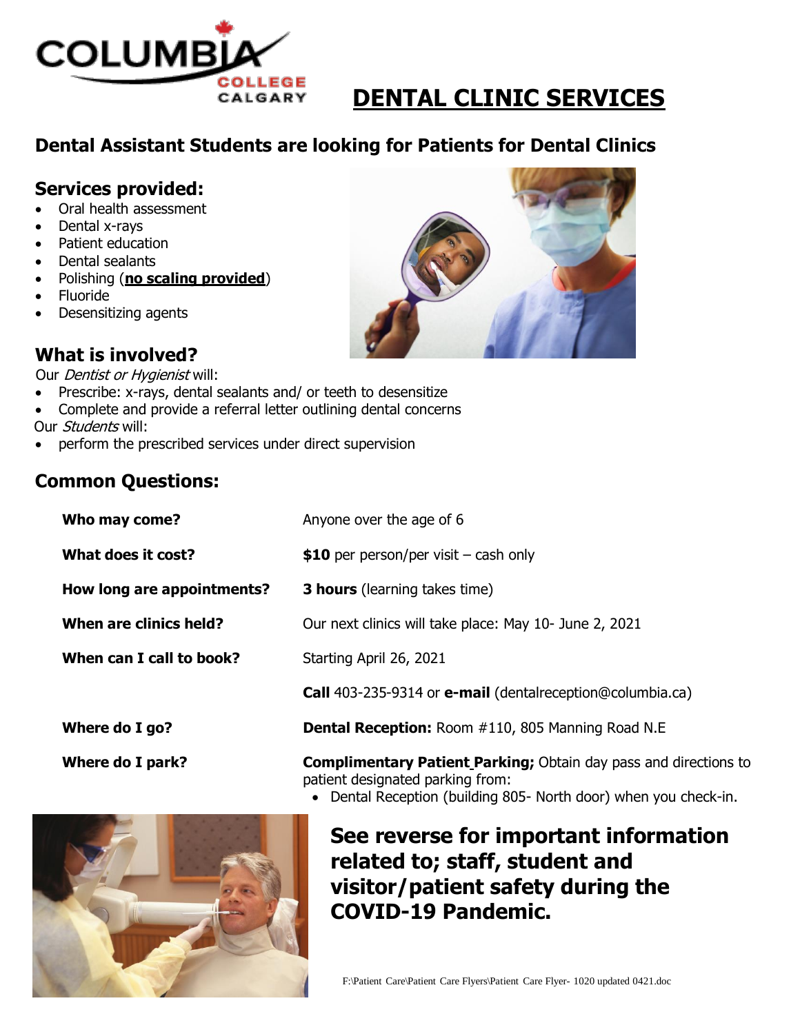COLUMBIA COLLEGE CALGARY

# DENTAL CLINIC SERVICES

## Dental Assistant Students are looking for Patients for Dental Clinics

### Services provided:

- Oral health assessment
- Dental x-rays
- Patient education
- Dental sealants
- Polishing (**no scaling provided**)
- Fluoride
- Desensitizing agents

### What is involved?

Our *Dentist or Hygienist* will:

- Prescribe: x-rays, dental sealants and/ or teeth to desensitize
- Complete and provide a referral letter outlining dental concerns

Our *Students* will:

- perform the prescribed services under direct supervision

### Common Questions:

| | |
|---|---|
| **Who may come?** | Anyone over the age of 6 |
| **What does it cost?** | **$10** per person/per visit – cash only |
| **How long are appointments?** | **3 hours** (learning takes time) |
| **When are clinics held?** | Our next clinics will take place: May 10- June 2, 2021 |
| **When can I call to book?** | Starting April 26, 2021 |
| | **Call** 403-235-9314 or **e-mail** (dentalreception@columbia.ca) |
| **Where do I go?** | **Dental Reception:** Room #110, 805 Manning Road N.E |
| **Where do I park?** | **Complimentary Patient Parking;** Obtain day pass and directions to patient designated parking from: • Dental Reception (building 805- North door) when you check-in. |

## See reverse for important information related to; staff, student and visitor/patient safety during the COVID-19 Pandemic.

F:\Patient Care\Patient Care Flyers\Patient Care Flyer- 1020 updated 0421.doc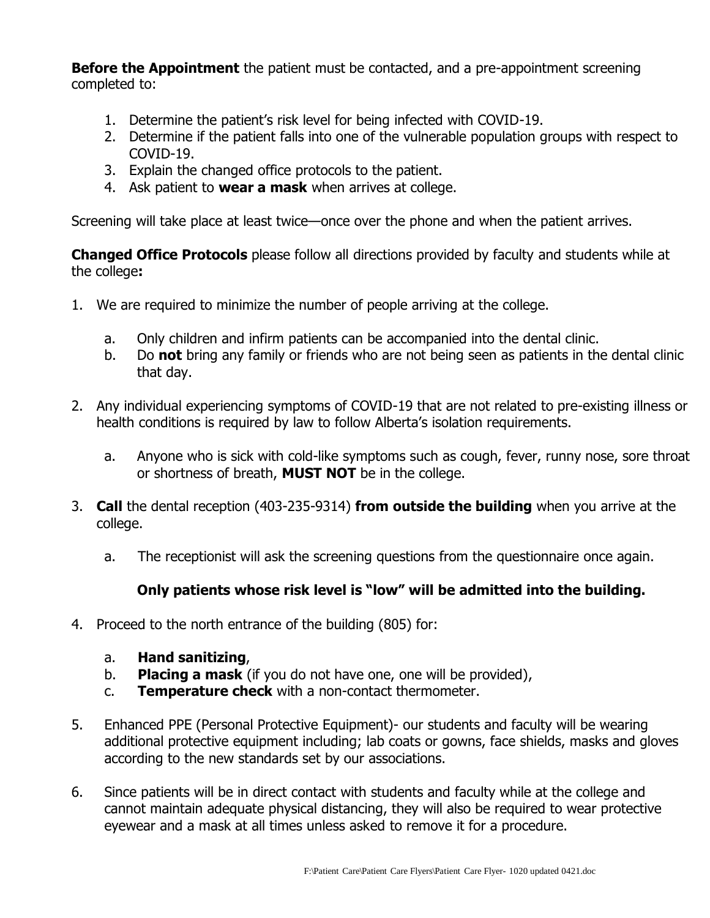**Before the Appointment** the patient must be contacted, and a pre-appointment screening completed to:

1. Determine the patient's risk level for being infected with COVID-19.
2. Determine if the patient falls into one of the vulnerable population groups with respect to COVID-19.
3. Explain the changed office protocols to the patient.
4. Ask patient to **wear a mask** when arrives at college.

Screening will take place at least twice—once over the phone and when the patient arrives.

**Changed Office Protocols** please follow all directions provided by faculty and students while at the college**:**

1. We are required to minimize the number of people arriving at the college.
   a. Only children and infirm patients can be accompanied into the dental clinic.
   b. Do **not** bring any family or friends who are not being seen as patients in the dental clinic that day.

2. Any individual experiencing symptoms of COVID-19 that are not related to pre-existing illness or health conditions is required by law to follow Alberta's isolation requirements.
   a. Anyone who is sick with cold-like symptoms such as cough, fever, runny nose, sore throat or shortness of breath, **MUST NOT** be in the college.

3. **Call** the dental reception (403-235-9314) **from outside the building** when you arrive at the college.
   a. The receptionist will ask the screening questions from the questionnaire once again.

   **Only patients whose risk level is "low" will be admitted into the building.**

4. Proceed to the north entrance of the building (805) for:
   a. **Hand sanitizing**,
   b. **Placing a mask** (if you do not have one, one will be provided),
   c. **Temperature check** with a non-contact thermometer.

5. Enhanced PPE (Personal Protective Equipment)- our students and faculty will be wearing additional protective equipment including; lab coats or gowns, face shields, masks and gloves according to the new standards set by our associations.

6. Since patients will be in direct contact with students and faculty while at the college and cannot maintain adequate physical distancing, they will also be required to wear protective eyewear and a mask at all times unless asked to remove it for a procedure.